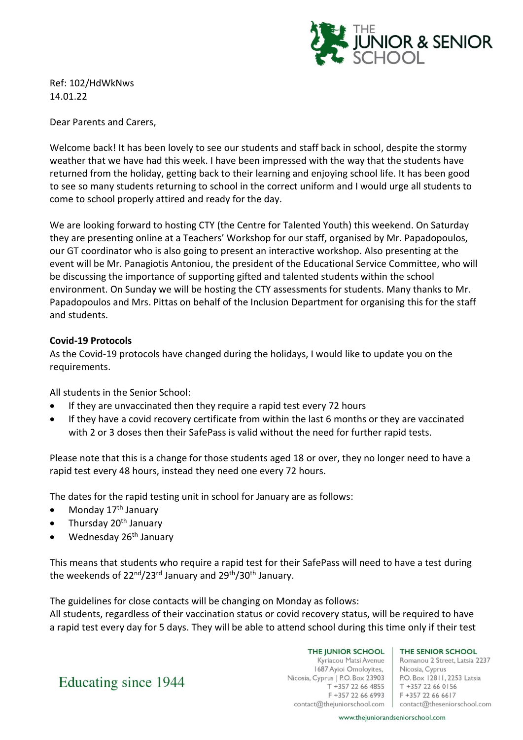Ref: 102/HdWkNws
14.01.22

Dear Parents and Carers,

Welcome back! It has been lovely to see our students and staff back in school, despite the stormy weather that we have had this week. I have been impressed with the way that the students have returned from the holiday, getting back to their learning and enjoying school life. It has been good to see so many students returning to school in the correct uniform and I would urge all students to come to school properly attired and ready for the day.

We are looking forward to hosting CTY (the Centre for Talented Youth) this weekend. On Saturday they are presenting online at a Teachers' Workshop for our staff, organised by Mr. Papadopoulos, our GT coordinator who is also going to present an interactive workshop. Also presenting at the event will be Mr. Panagiotis Antoniou, the president of the Educational Service Committee, who will be discussing the importance of supporting gifted and talented students within the school environment. On Sunday we will be hosting the CTY assessments for students. Many thanks to Mr. Papadopoulos and Mrs. Pittas on behalf of the Inclusion Department for organising this for the staff and students.

**Covid-19 Protocols**

As the Covid-19 protocols have changed during the holidays, I would like to update you on the requirements.

All students in the Senior School:

- If they are unvaccinated then they require a rapid test every 72 hours
- If they have a covid recovery certificate from within the last 6 months or they are vaccinated with 2 or 3 doses then their SafePass is valid without the need for further rapid tests.

Please note that this is a change for those students aged 18 or over, they no longer need to have a rapid test every 48 hours, instead they need one every 72 hours.

The dates for the rapid testing unit in school for January are as follows:

- Monday 17th January
- Thursday 20th January
- Wednesday 26th January

This means that students who require a rapid test for their SafePass will need to have a test during the weekends of 22nd/23rd January and 29th/30th January.

The guidelines for close contacts will be changing on Monday as follows:
All students, regardless of their vaccination status or covid recovery status, will be required to have a rapid test every day for 5 days. They will be able to attend school during this time only if their test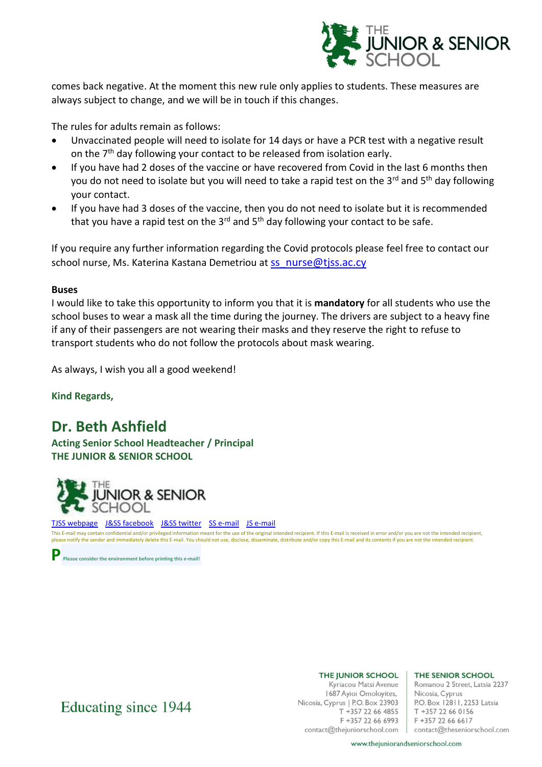comes back negative. At the moment this new rule only applies to students. These measures are always subject to change, and we will be in touch if this changes.

The rules for adults remain as follows:

- Unvaccinated people will need to isolate for 14 days or have a PCR test with a negative result on the 7th day following your contact to be released from isolation early.
- If you have had 2 doses of the vaccine or have recovered from Covid in the last 6 months then you do not need to isolate but you will need to take a rapid test on the 3rd and 5th day following your contact.
- If you have had 3 doses of the vaccine, then you do not need to isolate but it is recommended that you have a rapid test on the 3rd and 5th day following your contact to be safe.

If you require any further information regarding the Covid protocols please feel free to contact our school nurse, Ms. Katerina Kastana Demetriou at ss_nurse@tjss.ac.cy

**Buses**

I would like to take this opportunity to inform you that it is **mandatory** for all students who use the school buses to wear a mask all the time during the journey. The drivers are subject to a heavy fine if any of their passengers are not wearing their masks and they reserve the right to refuse to transport students who do not follow the protocols about mask wearing.

As always, I wish you all a good weekend!

**Kind Regards,**

## Dr. Beth Ashfield

**Acting Senior School Headteacher / Principal**
**THE JUNIOR & SENIOR SCHOOL**

THE JUNIOR & SENIOR SCHOOL

TJSS webpage J&SS facebook J&SS twitter SS e-mail JS e-mail

This E-mail may contain confidential and/or privileged information meant for the use of the original intended recipient. If this E-mail is received in error and/or you are not the intended recipient, please notify the sender and immediately delete this E-mail. You should not use, disclose, disseminate, distribute and/or copy this E-mail and its contents if you are not the intended recipient.

P Please consider the environment before printing this e-mail!

Educating since 1944

**THE JUNIOR SCHOOL**
Kyriacou Matsi Avenue
1687 Ayioi Omoloyites,
Nicosia, Cyprus | P.O. Box 23903
T +357 22 66 4855
F +357 22 66 6993
contact@thejuniorschool.com

**THE SENIOR SCHOOL**
Romanou 2 Street, Latsia 2237
Nicosia, Cyprus
P.O. Box 12811, 2253 Latsia
T +357 22 66 0156
F +357 22 66 6617
contact@theseniorschool.com

www.thejuniorandseniorschool.com